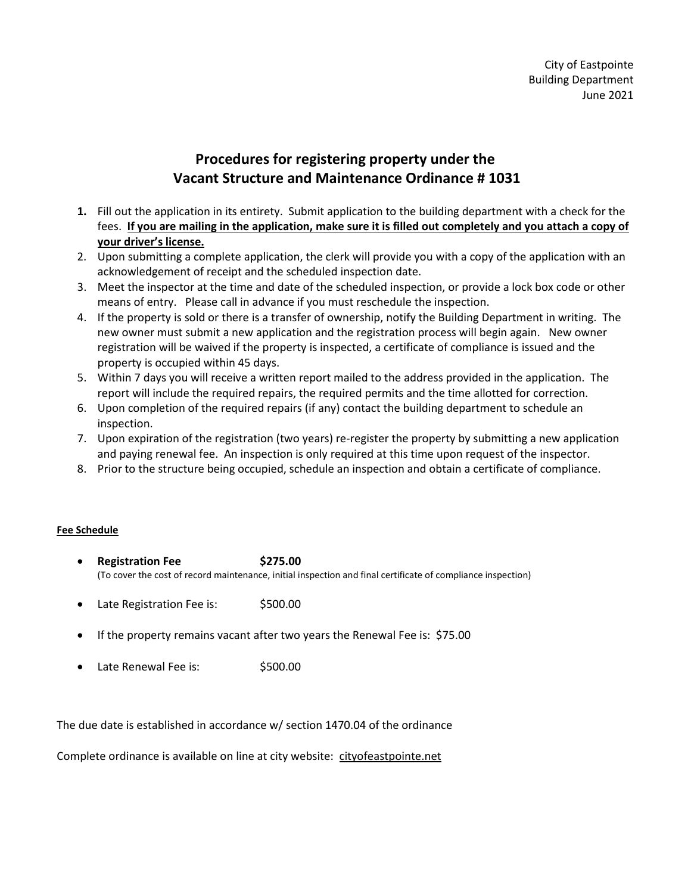City of Eastpointe
Building Department
June 2021

# Procedures for registering property under the Vacant Structure and Maintenance Ordinance # 1031

1. Fill out the application in its entirety. Submit application to the building department with a check for the fees. **<u>If you are mailing in the application, make sure it is filled out completely and you attach a copy of your driver's license.</u>**
2. Upon submitting a complete application, the clerk will provide you with a copy of the application with an acknowledgement of receipt and the scheduled inspection date.
3. Meet the inspector at the time and date of the scheduled inspection, or provide a lock box code or other means of entry. Please call in advance if you must reschedule the inspection.
4. If the property is sold or there is a transfer of ownership, notify the Building Department in writing. The new owner must submit a new application and the registration process will begin again. New owner registration will be waived if the property is inspected, a certificate of compliance is issued and the property is occupied within 45 days.
5. Within 7 days you will receive a written report mailed to the address provided in the application. The report will include the required repairs, the required permits and the time allotted for correction.
6. Upon completion of the required repairs (if any) contact the building department to schedule an inspection.
7. Upon expiration of the registration (two years) re-register the property by submitting a new application and paying renewal fee. An inspection is only required at this time upon request of the inspector.
8. Prior to the structure being occupied, schedule an inspection and obtain a certificate of compliance.

**<u>Fee Schedule</u>**

- **Registration Fee $275.00**
  (To cover the cost of record maintenance, initial inspection and final certificate of compliance inspection)
- Late Registration Fee is: $500.00
- If the property remains vacant after two years the Renewal Fee is: $75.00
- Late Renewal Fee is: $500.00

The due date is established in accordance w/ section 1470.04 of the ordinance

Complete ordinance is available on line at city website: cityofeastpointe.net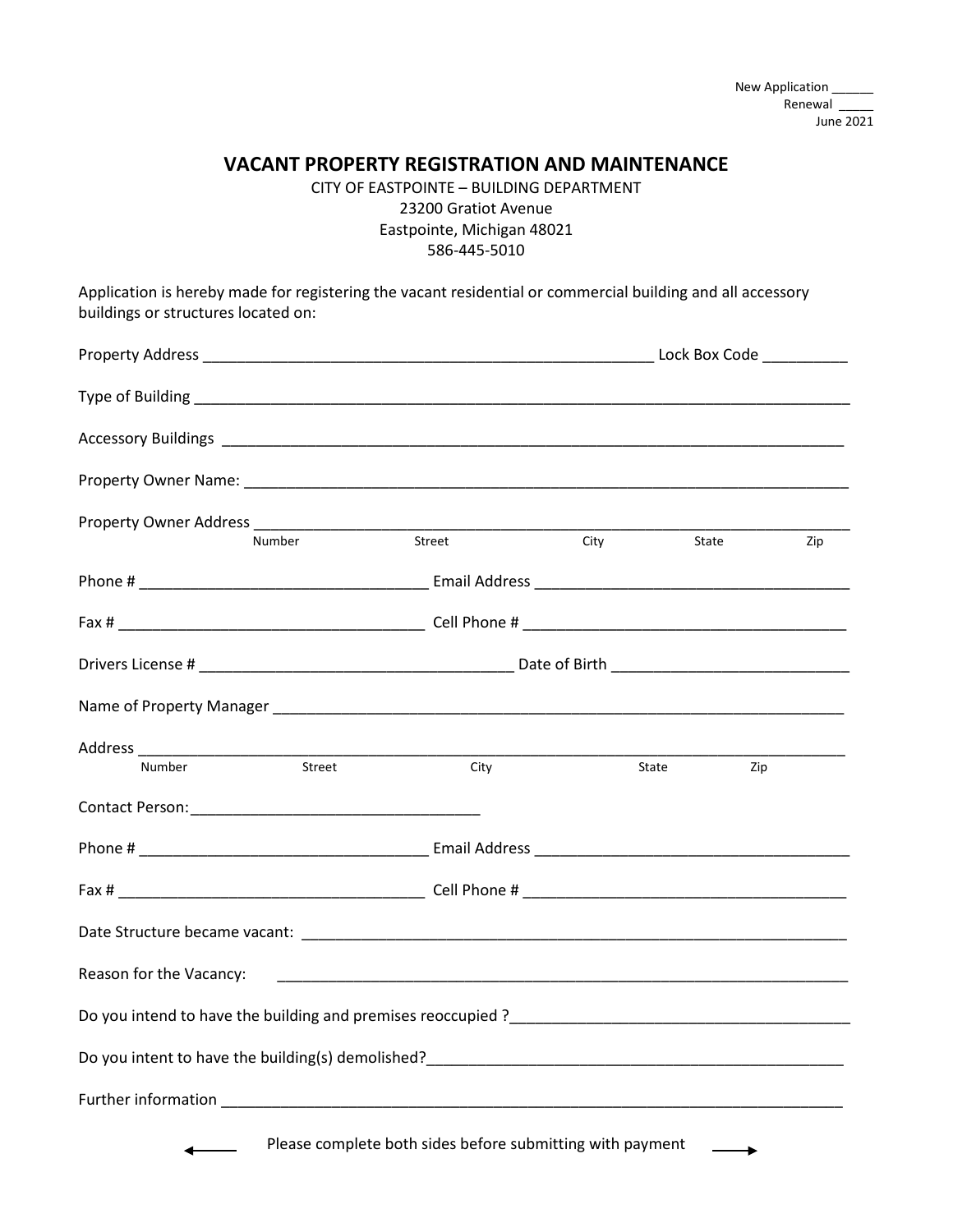New Application ______
Renewal _____
June 2021

# VACANT PROPERTY REGISTRATION AND MAINTENANCE

CITY OF EASTPOINTE – BUILDING DEPARTMENT
23200 Gratiot Avenue
Eastpointe, Michigan 48021
586-445-5010

Application is hereby made for registering the vacant residential or commercial building and all accessory buildings or structures located on:

Property Address ______________________________________________________ Lock Box Code __________

Type of Building ________________________________________________________________________________

Accessory Buildings ____________________________________________________________________________

Property Owner Name: ___________________________________________________________________________

Property Owner Address _________________________________________________________________________
Number Street City State Zip

Phone # _________________________________ Email Address ____________________________________

Fax # ___________________________________ Cell Phone # _____________________________________

Drivers License # ___________________________________ Date of Birth ____________________________

Name of Property Manager _______________________________________________________________________

Address ______________________________________________________________________________________
Number Street City State Zip

Contact Person: _________________________________

Phone # _________________________________ Email Address ____________________________________

Fax # ___________________________________ Cell Phone # _____________________________________

Date Structure became vacant: ___________________________________________________________________

Reason for the Vacancy: _________________________________________________________________________

Do you intend to have the building and premises reoccupied ?_________________________________________

Do you intent to have the building(s) demolished?_________________________________________________

Further information ____________________________________________________________________________

← Please complete both sides before submitting with payment →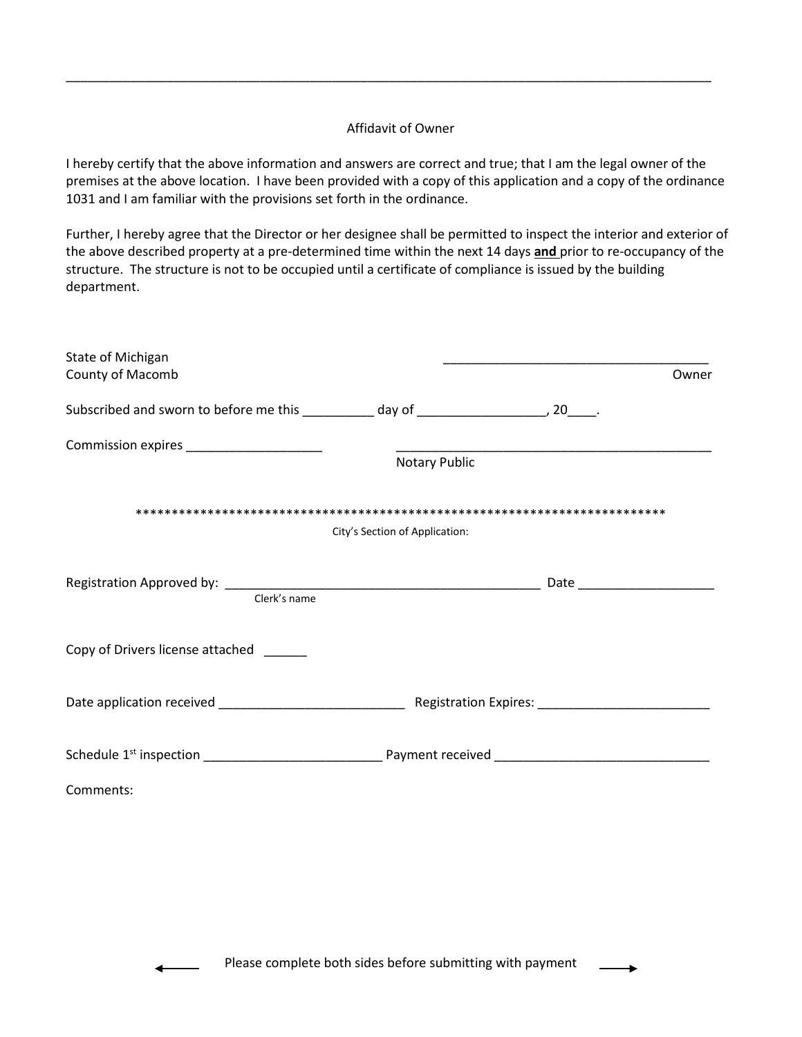___________________________________________________________________________________________

## Affidavit of Owner

I hereby certify that the above information and answers are correct and true; that I am the legal owner of the premises at the above location. I have been provided with a copy of this application and a copy of the ordinance 1031 and I am familiar with the provisions set forth in the ordinance.

Further, I hereby agree that the Director or her designee shall be permitted to inspect the interior and exterior of the above described property at a pre-determined time within the next 14 days **and** prior to re-occupancy of the structure. The structure is not to be occupied until a certificate of compliance is issued by the building department.

State of Michigan
County of Macomb

_____________________________________
Owner

Subscribed and sworn to before me this __________ day of __________________, 20____.

Commission expires ___________________

_____________________________________________
Notary Public

****************************************************************************

City's Section of Application:

Registration Approved by: _____________________________________________ Date ___________________
Clerk's name

Copy of Drivers license attached ______

Date application received __________________________ Registration Expires: ________________________

Schedule 1st inspection ________________________ Payment received _____________________________

Comments:

Please complete both sides before submitting with payment